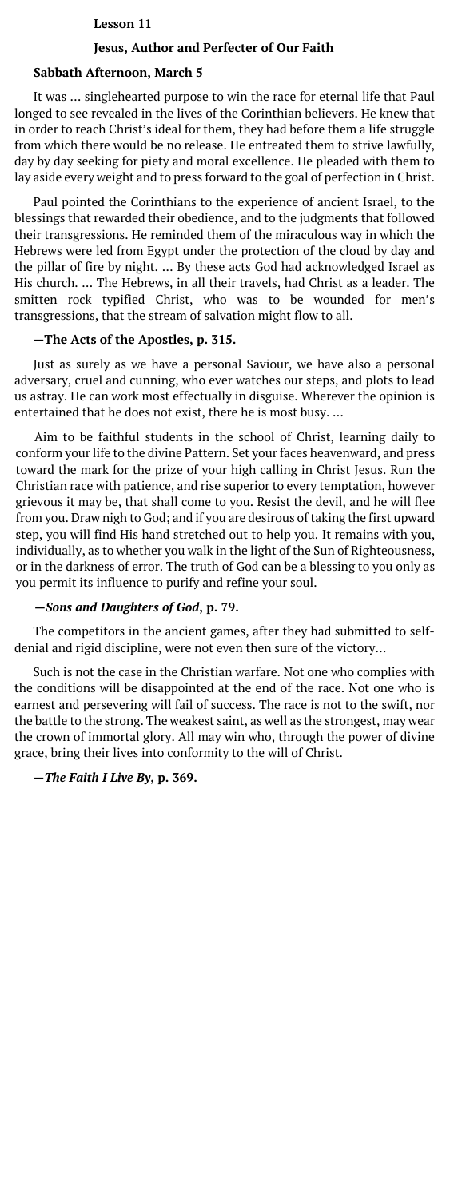**Lesson 11**

## Jesus, Author and Perfecter of Our Faith

### Sabbath Afternoon, March 5

It was ... singlehearted purpose to win the race for eternal life that Paul longed to see revealed in the lives of the Corinthian believers. He knew that in order to reach Christ's ideal for them, they had before them a life struggle from which there would be no release. He entreated them to strive lawfully, day by day seeking for piety and moral excellence. He pleaded with them to lay aside every weight and to press forward to the goal of perfection in Christ.

Paul pointed the Corinthians to the experience of ancient Israel, to the blessings that rewarded their obedience, and to the judgments that followed their transgressions. He reminded them of the miraculous way in which the Hebrews were led from Egypt under the protection of the cloud by day and the pillar of fire by night. ... By these acts God had acknowledged Israel as His church. ... The Hebrews, in all their travels, had Christ as a leader. The smitten rock typified Christ, who was to be wounded for men's transgressions, that the stream of salvation might flow to all.

**—The Acts of the Apostles, p. 315.**

Just as surely as we have a personal Saviour, we have also a personal adversary, cruel and cunning, who ever watches our steps, and plots to lead us astray. He can work most effectually in disguise. Wherever the opinion is entertained that he does not exist, there he is most busy. ...

Aim to be faithful students in the school of Christ, learning daily to conform your life to the divine Pattern. Set your faces heavenward, and press toward the mark for the prize of your high calling in Christ Jesus. Run the Christian race with patience, and rise superior to every temptation, however grievous it may be, that shall come to you. Resist the devil, and he will flee from you. Draw nigh to God; and if you are desirous of taking the first upward step, you will find His hand stretched out to help you. It remains with you, individually, as to whether you walk in the light of the Sun of Righteousness, or in the darkness of error. The truth of God can be a blessing to you only as you permit its influence to purify and refine your soul.

**—*Sons and Daughters of God*, p. 79.**

The competitors in the ancient games, after they had submitted to self-denial and rigid discipline, were not even then sure of the victory...

Such is not the case in the Christian warfare. Not one who complies with the conditions will be disappointed at the end of the race. Not one who is earnest and persevering will fail of success. The race is not to the swift, nor the battle to the strong. The weakest saint, as well as the strongest, may wear the crown of immortal glory. All may win who, through the power of divine grace, bring their lives into conformity to the will of Christ.

**—*The Faith I Live By*, p. 369.**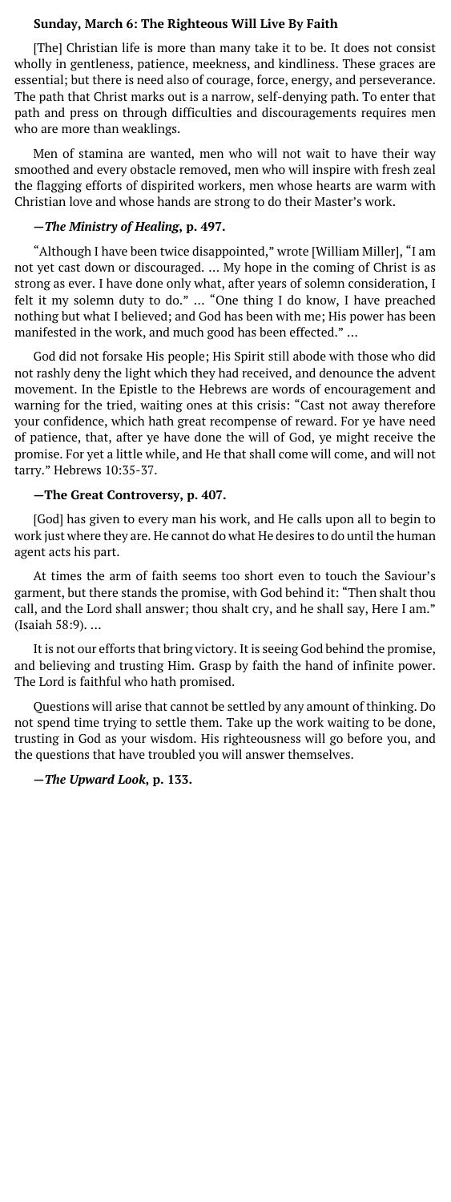**Sunday, March 6: The Righteous Will Live By Faith**

[The] Christian life is more than many take it to be. It does not consist wholly in gentleness, patience, meekness, and kindliness. These graces are essential; but there is need also of courage, force, energy, and perseverance. The path that Christ marks out is a narrow, self-denying path. To enter that path and press on through difficulties and discouragements requires men who are more than weaklings.

Men of stamina are wanted, men who will not wait to have their way smoothed and every obstacle removed, men who will inspire with fresh zeal the flagging efforts of dispirited workers, men whose hearts are warm with Christian love and whose hands are strong to do their Master's work.

**—*The Ministry of Healing*, p. 497.**

"Although I have been twice disappointed," wrote [William Miller], "I am not yet cast down or discouraged. ... My hope in the coming of Christ is as strong as ever. I have done only what, after years of solemn consideration, I felt it my solemn duty to do." ... "One thing I do know, I have preached nothing but what I believed; and God has been with me; His power has been manifested in the work, and much good has been effected." ...

God did not forsake His people; His Spirit still abode with those who did not rashly deny the light which they had received, and denounce the advent movement. In the Epistle to the Hebrews are words of encouragement and warning for the tried, waiting ones at this crisis: "Cast not away therefore your confidence, which hath great recompense of reward. For ye have need of patience, that, after ye have done the will of God, ye might receive the promise. For yet a little while, and He that shall come will come, and will not tarry." Hebrews 10:35-37. ...

**—The Great Controversy, p. 407.**

[God] has given to every man his work, and He calls upon all to begin to work just where they are. He cannot do what He desires to do until the human agent acts his part.

At times the arm of faith seems too short even to touch the Saviour's garment, but there stands the promise, with God behind it: "Then shalt thou call, and the Lord shall answer; thou shalt cry, and he shall say, Here I am." (Isaiah 58:9). ...

It is not our efforts that bring victory. It is seeing God behind the promise, and believing and trusting Him. Grasp by faith the hand of infinite power. The Lord is faithful who hath promised.

Questions will arise that cannot be settled by any amount of thinking. Do not spend time trying to settle them. Take up the work waiting to be done, trusting in God as your wisdom. His righteousness will go before you, and the questions that have troubled you will answer themselves.

**—*The Upward Look*, p. 133.**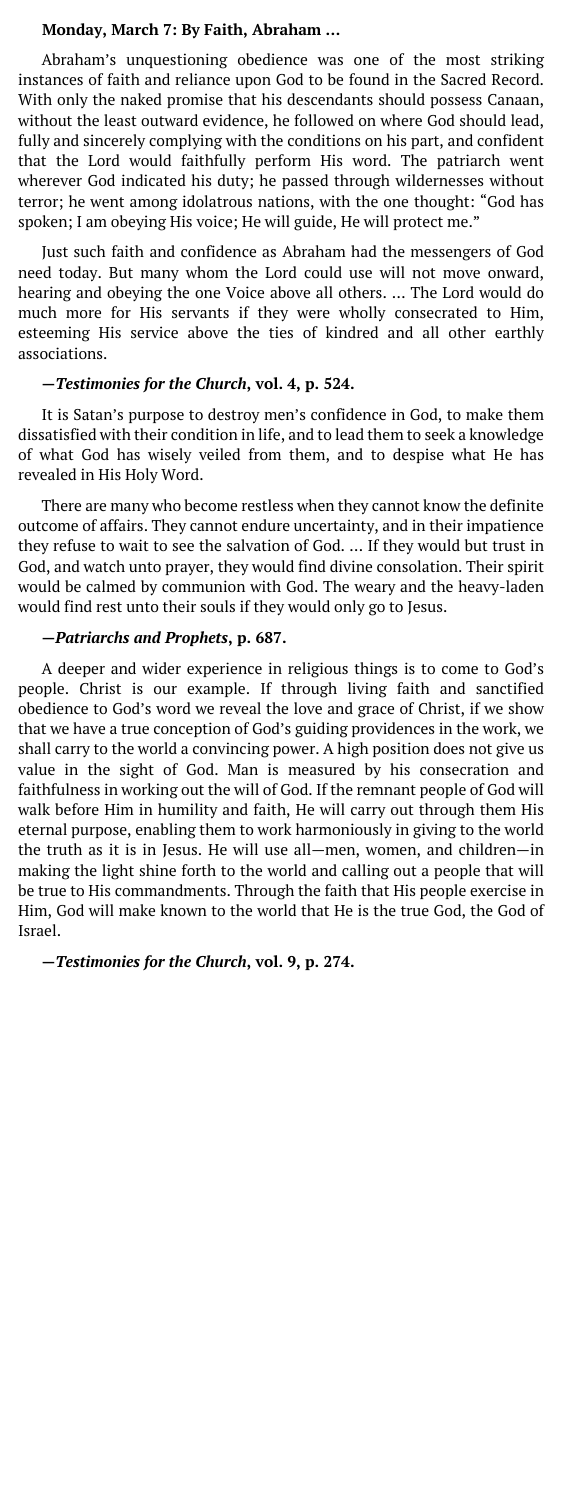**Monday, March 7: By Faith, Abraham …**

Abraham's unquestioning obedience was one of the most striking instances of faith and reliance upon God to be found in the Sacred Record. With only the naked promise that his descendants should possess Canaan, without the least outward evidence, he followed on where God should lead, fully and sincerely complying with the conditions on his part, and confident that the Lord would faithfully perform His word. The patriarch went wherever God indicated his duty; he passed through wildernesses without terror; he went among idolatrous nations, with the one thought: "God has spoken; I am obeying His voice; He will guide, He will protect me."

Just such faith and confidence as Abraham had the messengers of God need today. But many whom the Lord could use will not move onward, hearing and obeying the one Voice above all others. … The Lord would do much more for His servants if they were wholly consecrated to Him, esteeming His service above the ties of kindred and all other earthly associations.

**—*Testimonies for the Church*, vol. 4, p. 524.**

It is Satan's purpose to destroy men's confidence in God, to make them dissatisfied with their condition in life, and to lead them to seek a knowledge of what God has wisely veiled from them, and to despise what He has revealed in His Holy Word.

There are many who become restless when they cannot know the definite outcome of affairs. They cannot endure uncertainty, and in their impatience they refuse to wait to see the salvation of God. … If they would but trust in God, and watch unto prayer, they would find divine consolation. Their spirit would be calmed by communion with God. The weary and the heavy-laden would find rest unto their souls if they would only go to Jesus.

**—*Patriarchs and Prophets*, p. 687.**

A deeper and wider experience in religious things is to come to God's people. Christ is our example. If through living faith and sanctified obedience to God's word we reveal the love and grace of Christ, if we show that we have a true conception of God's guiding providences in the work, we shall carry to the world a convincing power. A high position does not give us value in the sight of God. Man is measured by his consecration and faithfulness in working out the will of God. If the remnant people of God will walk before Him in humility and faith, He will carry out through them His eternal purpose, enabling them to work harmoniously in giving to the world the truth as it is in Jesus. He will use all—men, women, and children—in making the light shine forth to the world and calling out a people that will be true to His commandments. Through the faith that His people exercise in Him, God will make known to the world that He is the true God, the God of Israel.

**—*Testimonies for the Church*, vol. 9, p. 274.**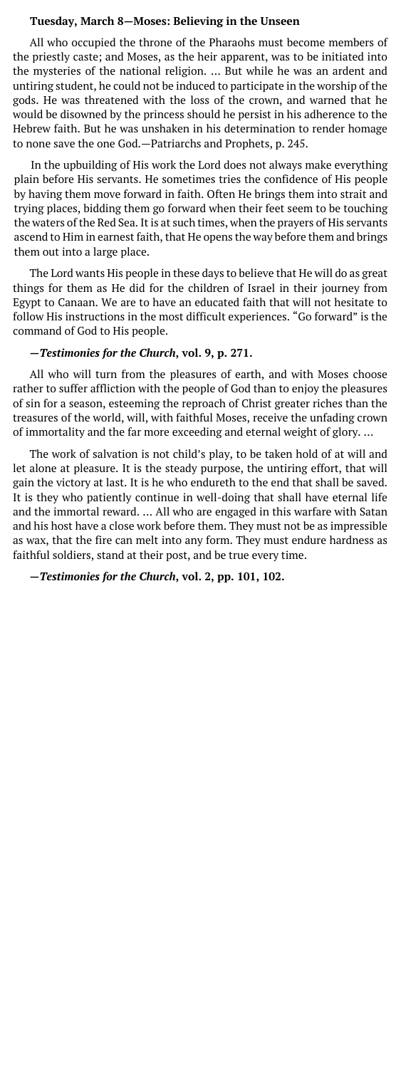**Tuesday, March 8—Moses: Believing in the Unseen**

All who occupied the throne of the Pharaohs must become members of the priestly caste; and Moses, as the heir apparent, was to be initiated into the mysteries of the national religion. … But while he was an ardent and untiring student, he could not be induced to participate in the worship of the gods. He was threatened with the loss of the crown, and warned that he would be disowned by the princess should he persist in his adherence to the Hebrew faith. But he was unshaken in his determination to render homage to none save the one God.—Patriarchs and Prophets, p. 245.

In the upbuilding of His work the Lord does not always make everything plain before His servants. He sometimes tries the confidence of His people by having them move forward in faith. Often He brings them into strait and trying places, bidding them go forward when their feet seem to be touching the waters of the Red Sea. It is at such times, when the prayers of His servants ascend to Him in earnest faith, that He opens the way before them and brings them out into a large place.

The Lord wants His people in these days to believe that He will do as great things for them as He did for the children of Israel in their journey from Egypt to Canaan. We are to have an educated faith that will not hesitate to follow His instructions in the most difficult experiences. "Go forward" is the command of God to His people.

**—*Testimonies for the Church*, vol. 9, p. 271.**

All who will turn from the pleasures of earth, and with Moses choose rather to suffer affliction with the people of God than to enjoy the pleasures of sin for a season, esteeming the reproach of Christ greater riches than the treasures of the world, will, with faithful Moses, receive the unfading crown of immortality and the far more exceeding and eternal weight of glory. …

The work of salvation is not child's play, to be taken hold of at will and let alone at pleasure. It is the steady purpose, the untiring effort, that will gain the victory at last. It is he who endureth to the end that shall be saved. It is they who patiently continue in well-doing that shall have eternal life and the immortal reward. … All who are engaged in this warfare with Satan and his host have a close work before them. They must not be as impressible as wax, that the fire can melt into any form. They must endure hardness as faithful soldiers, stand at their post, and be true every time.

**—*Testimonies for the Church*, vol. 2, pp. 101, 102.**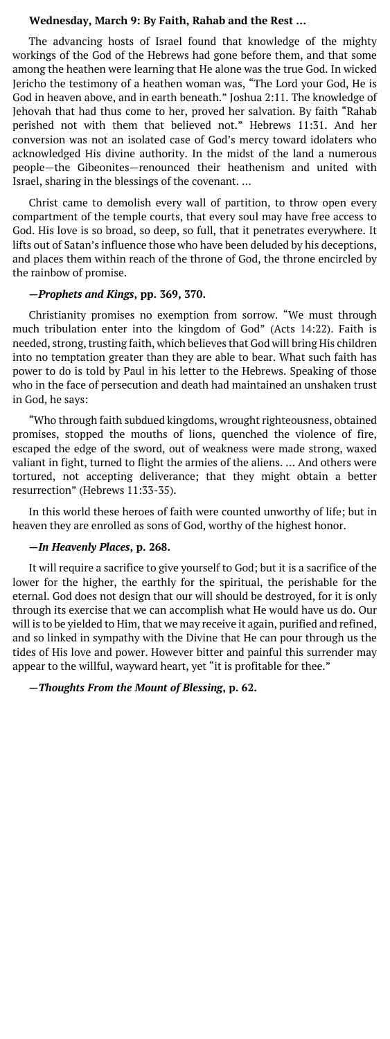**Wednesday, March 9: By Faith, Rahab and the Rest …**

The advancing hosts of Israel found that knowledge of the mighty workings of the God of the Hebrews had gone before them, and that some among the heathen were learning that He alone was the true God. In wicked Jericho the testimony of a heathen woman was, "The Lord your God, He is God in heaven above, and in earth beneath." Joshua 2:11. The knowledge of Jehovah that had thus come to her, proved her salvation. By faith "Rahab perished not with them that believed not." Hebrews 11:31. And her conversion was not an isolated case of God's mercy toward idolaters who acknowledged His divine authority. In the midst of the land a numerous people—the Gibeonites—renounced their heathenism and united with Israel, sharing in the blessings of the covenant. …

Christ came to demolish every wall of partition, to throw open every compartment of the temple courts, that every soul may have free access to God. His love is so broad, so deep, so full, that it penetrates everywhere. It lifts out of Satan's influence those who have been deluded by his deceptions, and places them within reach of the throne of God, the throne encircled by the rainbow of promise.

**—*Prophets and Kings*, pp. 369, 370.**

Christianity promises no exemption from sorrow. "We must through much tribulation enter into the kingdom of God" (Acts 14:22). Faith is needed, strong, trusting faith, which believes that God will bring His children into no temptation greater than they are able to bear. What such faith has power to do is told by Paul in his letter to the Hebrews. Speaking of those who in the face of persecution and death had maintained an unshaken trust in God, he says:

"Who through faith subdued kingdoms, wrought righteousness, obtained promises, stopped the mouths of lions, quenched the violence of fire, escaped the edge of the sword, out of weakness were made strong, waxed valiant in fight, turned to flight the armies of the aliens. … And others were tortured, not accepting deliverance; that they might obtain a better resurrection" (Hebrews 11:33-35).

In this world these heroes of faith were counted unworthy of life; but in heaven they are enrolled as sons of God, worthy of the highest honor.

**—*In Heavenly Places*, p. 268.**

It will require a sacrifice to give yourself to God; but it is a sacrifice of the lower for the higher, the earthly for the spiritual, the perishable for the eternal. God does not design that our will should be destroyed, for it is only through its exercise that we can accomplish what He would have us do. Our will is to be yielded to Him, that we may receive it again, purified and refined, and so linked in sympathy with the Divine that He can pour through us the tides of His love and power. However bitter and painful this surrender may appear to the willful, wayward heart, yet "it is profitable for thee."

**—*Thoughts From the Mount of Blessing*, p. 62.**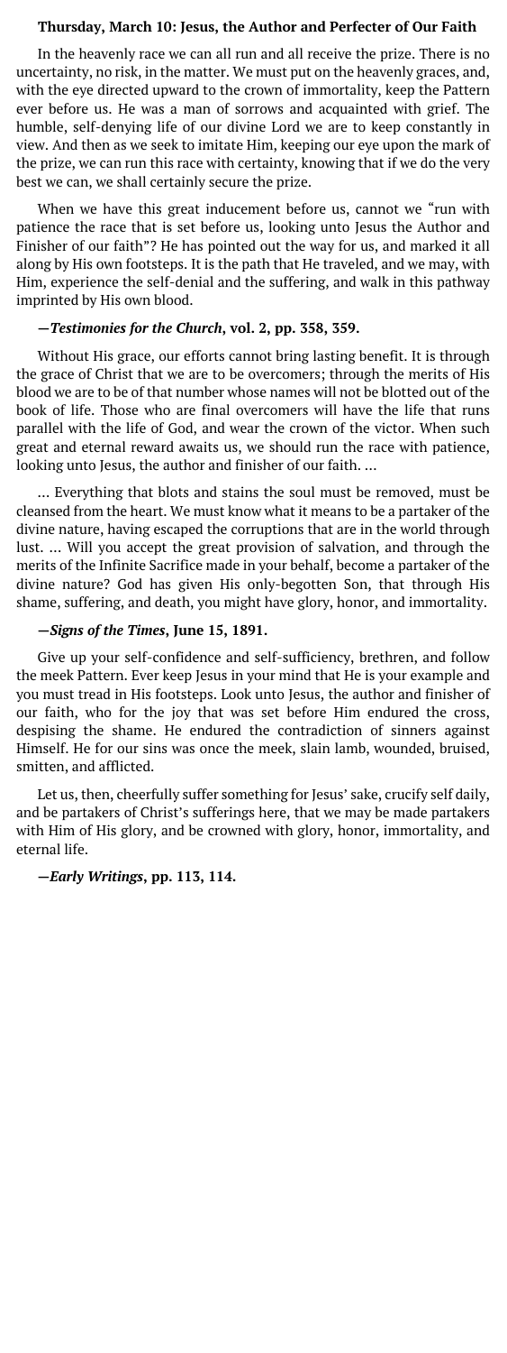### Thursday, March 10: Jesus, the Author and Perfecter of Our Faith

In the heavenly race we can all run and all receive the prize. There is no uncertainty, no risk, in the matter. We must put on the heavenly graces, and, with the eye directed upward to the crown of immortality, keep the Pattern ever before us. He was a man of sorrows and acquainted with grief. The humble, self-denying life of our divine Lord we are to keep constantly in view. And then as we seek to imitate Him, keeping our eye upon the mark of the prize, we can run this race with certainty, knowing that if we do the very best we can, we shall certainly secure the prize.

When we have this great inducement before us, cannot we "run with patience the race that is set before us, looking unto Jesus the Author and Finisher of our faith"? He has pointed out the way for us, and marked it all along by His own footsteps. It is the path that He traveled, and we may, with Him, experience the self-denial and the suffering, and walk in this pathway imprinted by His own blood.

**—*Testimonies for the Church*, vol. 2, pp. 358, 359.**

Without His grace, our efforts cannot bring lasting benefit. It is through the grace of Christ that we are to be overcomers; through the merits of His blood we are to be of that number whose names will not be blotted out of the book of life. Those who are final overcomers will have the life that runs parallel with the life of God, and wear the crown of the victor. When such great and eternal reward awaits us, we should run the race with patience, looking unto Jesus, the author and finisher of our faith. …

… Everything that blots and stains the soul must be removed, must be cleansed from the heart. We must know what it means to be a partaker of the divine nature, having escaped the corruptions that are in the world through lust. … Will you accept the great provision of salvation, and through the merits of the Infinite Sacrifice made in your behalf, become a partaker of the divine nature? God has given His only-begotten Son, that through His shame, suffering, and death, you might have glory, honor, and immortality.

**—*Signs of the Times*, June 15, 1891.**

Give up your self-confidence and self-sufficiency, brethren, and follow the meek Pattern. Ever keep Jesus in your mind that He is your example and you must tread in His footsteps. Look unto Jesus, the author and finisher of our faith, who for the joy that was set before Him endured the cross, despising the shame. He endured the contradiction of sinners against Himself. He for our sins was once the meek, slain lamb, wounded, bruised, smitten, and afflicted.

Let us, then, cheerfully suffer something for Jesus' sake, crucify self daily, and be partakers of Christ's sufferings here, that we may be made partakers with Him of His glory, and be crowned with glory, honor, immortality, and eternal life.

**—*Early Writings*, pp. 113, 114.**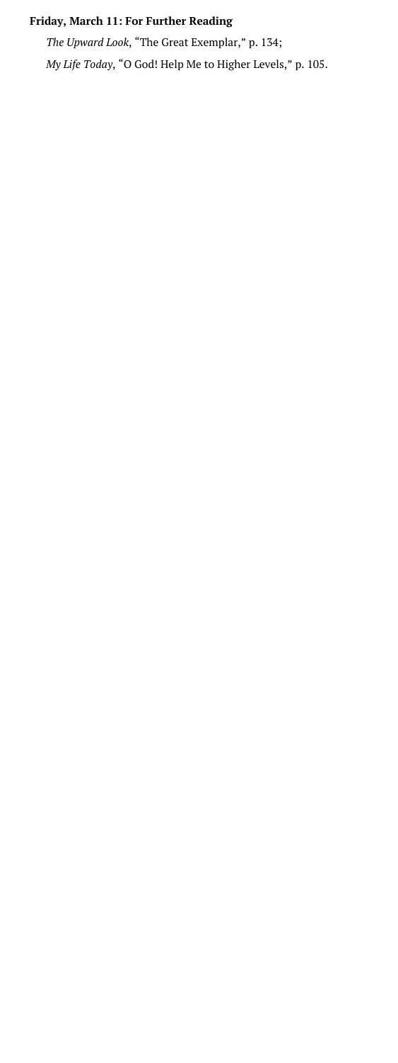**Friday, March 11: For Further Reading**

*The Upward Look*, "The Great Exemplar," p. 134;

*My Life Today*, "O God! Help Me to Higher Levels," p. 105.